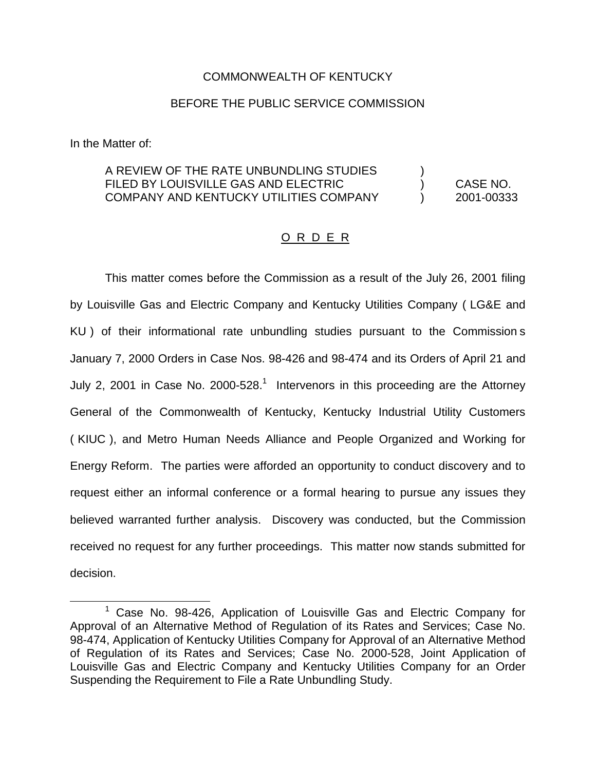COMMONWEALTH OF KENTUCKY

BEFORE THE PUBLIC SERVICE COMMISSION

In the Matter of:

| | | |
|---|---|---|
| A REVIEW OF THE RATE UNBUNDLING STUDIES FILED BY LOUISVILLE GAS AND ELECTRIC COMPANY AND KENTUCKY UTILITIES COMPANY | ) ) ) | CASE NO. 2001-00333 |

O R D E R

This matter comes before the Commission as a result of the July 26, 2001 filing by Louisville Gas and Electric Company and Kentucky Utilities Company ( LG&E and KU ) of their informational rate unbundling studies pursuant to the Commission s January 7, 2000 Orders in Case Nos. 98-426 and 98-474 and its Orders of April 21 and July 2, 2001 in Case No. 2000-528.[1] Intervenors in this proceeding are the Attorney General of the Commonwealth of Kentucky, Kentucky Industrial Utility Customers ( KIUC ), and Metro Human Needs Alliance and People Organized and Working for Energy Reform. The parties were afforded an opportunity to conduct discovery and to request either an informal conference or a formal hearing to pursue any issues they believed warranted further analysis. Discovery was conducted, but the Commission received no request for any further proceedings. This matter now stands submitted for decision.

[1] Case No. 98-426, Application of Louisville Gas and Electric Company for Approval of an Alternative Method of Regulation of its Rates and Services; Case No. 98-474, Application of Kentucky Utilities Company for Approval of an Alternative Method of Regulation of its Rates and Services; Case No. 2000-528, Joint Application of Louisville Gas and Electric Company and Kentucky Utilities Company for an Order Suspending the Requirement to File a Rate Unbundling Study.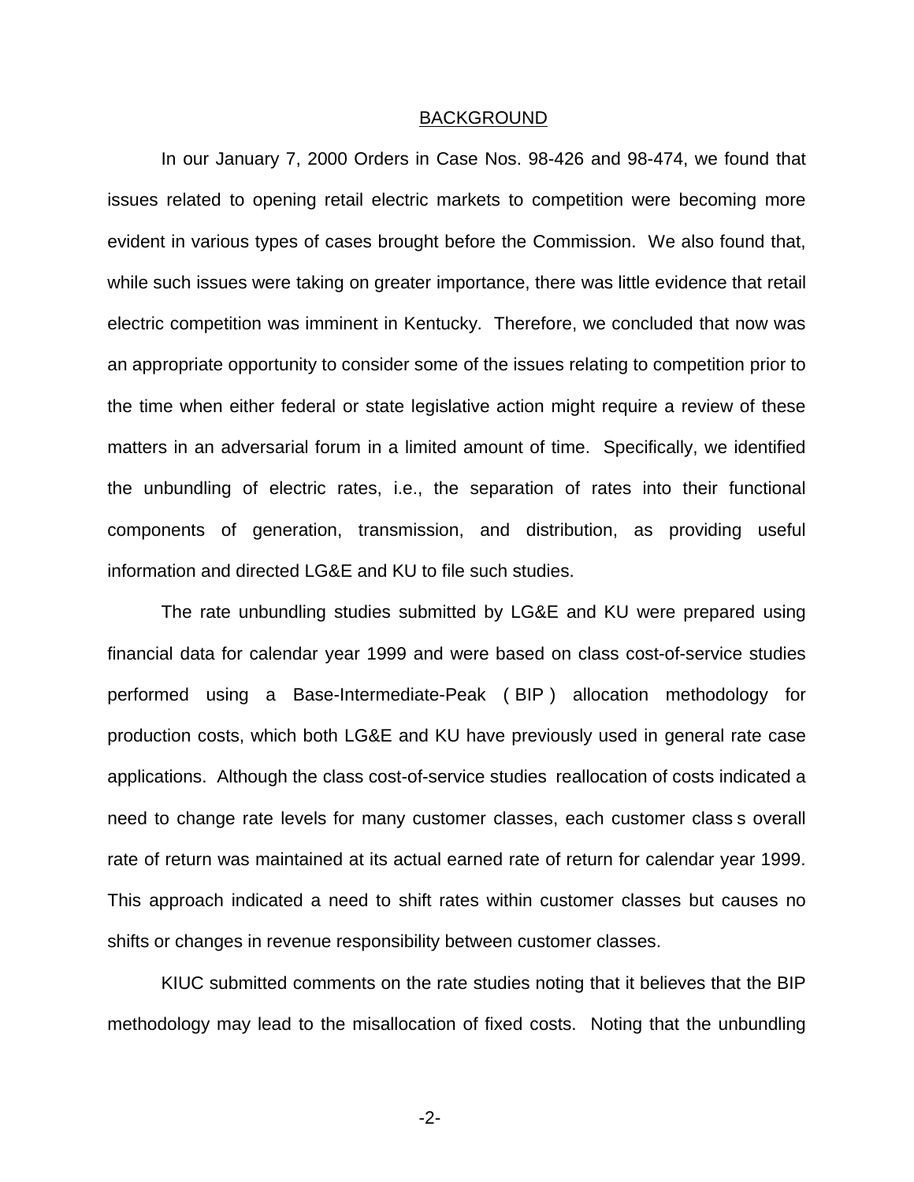## BACKGROUND

In our January 7, 2000 Orders in Case Nos. 98-426 and 98-474, we found that issues related to opening retail electric markets to competition were becoming more evident in various types of cases brought before the Commission. We also found that, while such issues were taking on greater importance, there was little evidence that retail electric competition was imminent in Kentucky. Therefore, we concluded that now was an appropriate opportunity to consider some of the issues relating to competition prior to the time when either federal or state legislative action might require a review of these matters in an adversarial forum in a limited amount of time. Specifically, we identified the unbundling of electric rates, i.e., the separation of rates into their functional components of generation, transmission, and distribution, as providing useful information and directed LG&E and KU to file such studies.

The rate unbundling studies submitted by LG&E and KU were prepared using financial data for calendar year 1999 and were based on class cost-of-service studies performed using a Base-Intermediate-Peak ( BIP ) allocation methodology for production costs, which both LG&E and KU have previously used in general rate case applications. Although the class cost-of-service studies reallocation of costs indicated a need to change rate levels for many customer classes, each customer class s overall rate of return was maintained at its actual earned rate of return for calendar year 1999. This approach indicated a need to shift rates within customer classes but causes no shifts or changes in revenue responsibility between customer classes.

KIUC submitted comments on the rate studies noting that it believes that the BIP methodology may lead to the misallocation of fixed costs. Noting that the unbundling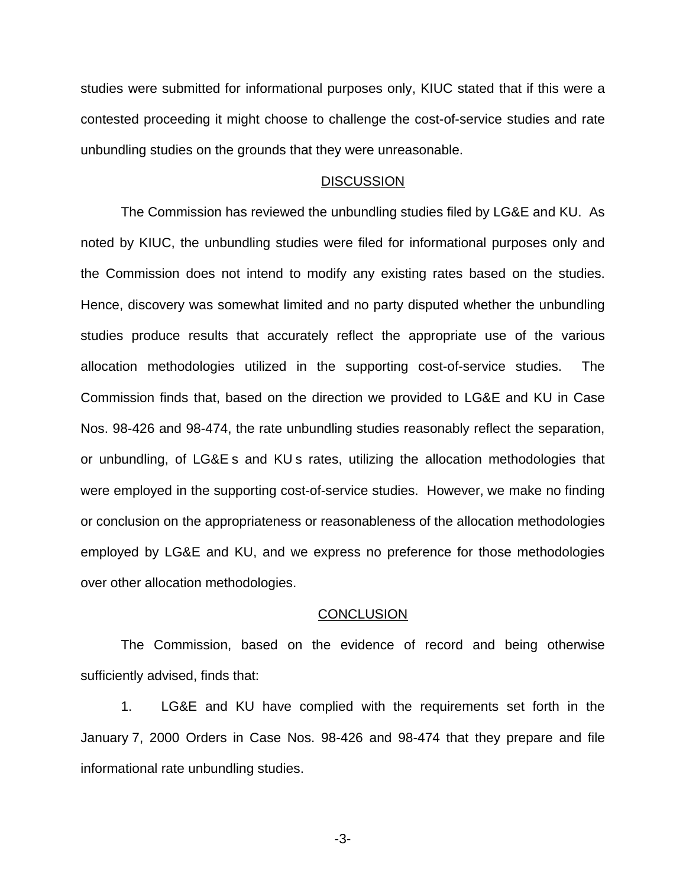studies were submitted for informational purposes only, KIUC stated that if this were a contested proceeding it might choose to challenge the cost-of-service studies and rate unbundling studies on the grounds that they were unreasonable.

## DISCUSSION

The Commission has reviewed the unbundling studies filed by LG&E and KU. As noted by KIUC, the unbundling studies were filed for informational purposes only and the Commission does not intend to modify any existing rates based on the studies. Hence, discovery was somewhat limited and no party disputed whether the unbundling studies produce results that accurately reflect the appropriate use of the various allocation methodologies utilized in the supporting cost-of-service studies. The Commission finds that, based on the direction we provided to LG&E and KU in Case Nos. 98-426 and 98-474, the rate unbundling studies reasonably reflect the separation, or unbundling, of LG&E s and KU s rates, utilizing the allocation methodologies that were employed in the supporting cost-of-service studies. However, we make no finding or conclusion on the appropriateness or reasonableness of the allocation methodologies employed by LG&E and KU, and we express no preference for those methodologies over other allocation methodologies.

## CONCLUSION

The Commission, based on the evidence of record and being otherwise sufficiently advised, finds that:

1. LG&E and KU have complied with the requirements set forth in the January 7, 2000 Orders in Case Nos. 98-426 and 98-474 that they prepare and file informational rate unbundling studies.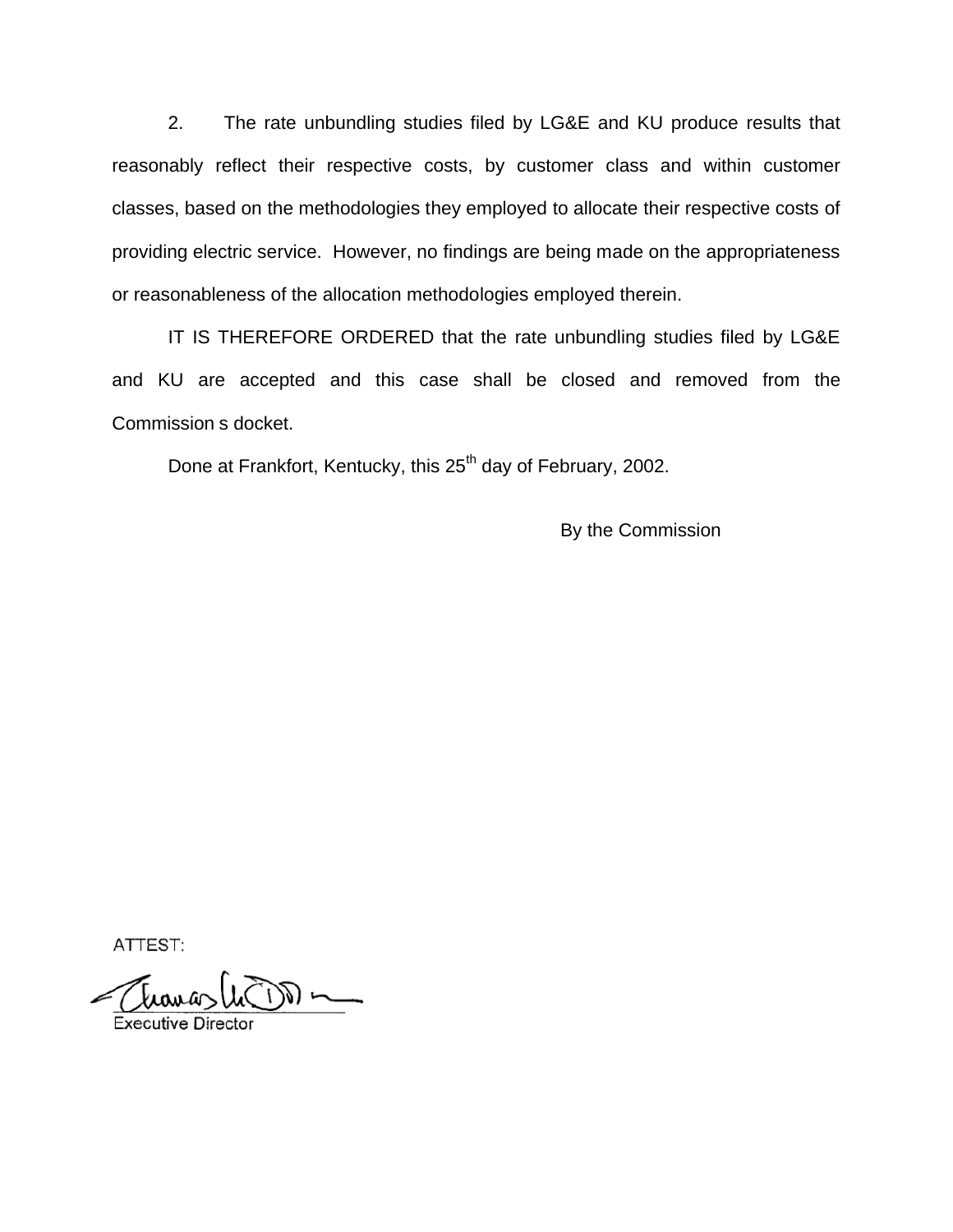2. The rate unbundling studies filed by LG&E and KU produce results that reasonably reflect their respective costs, by customer class and within customer classes, based on the methodologies they employed to allocate their respective costs of providing electric service. However, no findings are being made on the appropriateness or reasonableness of the allocation methodologies employed therein.

IT IS THEREFORE ORDERED that the rate unbundling studies filed by LG&E and KU are accepted and this case shall be closed and removed from the Commission s docket.

Done at Frankfort, Kentucky, this 25th day of February, 2002.

By the Commission

ATTEST:

Executive Director